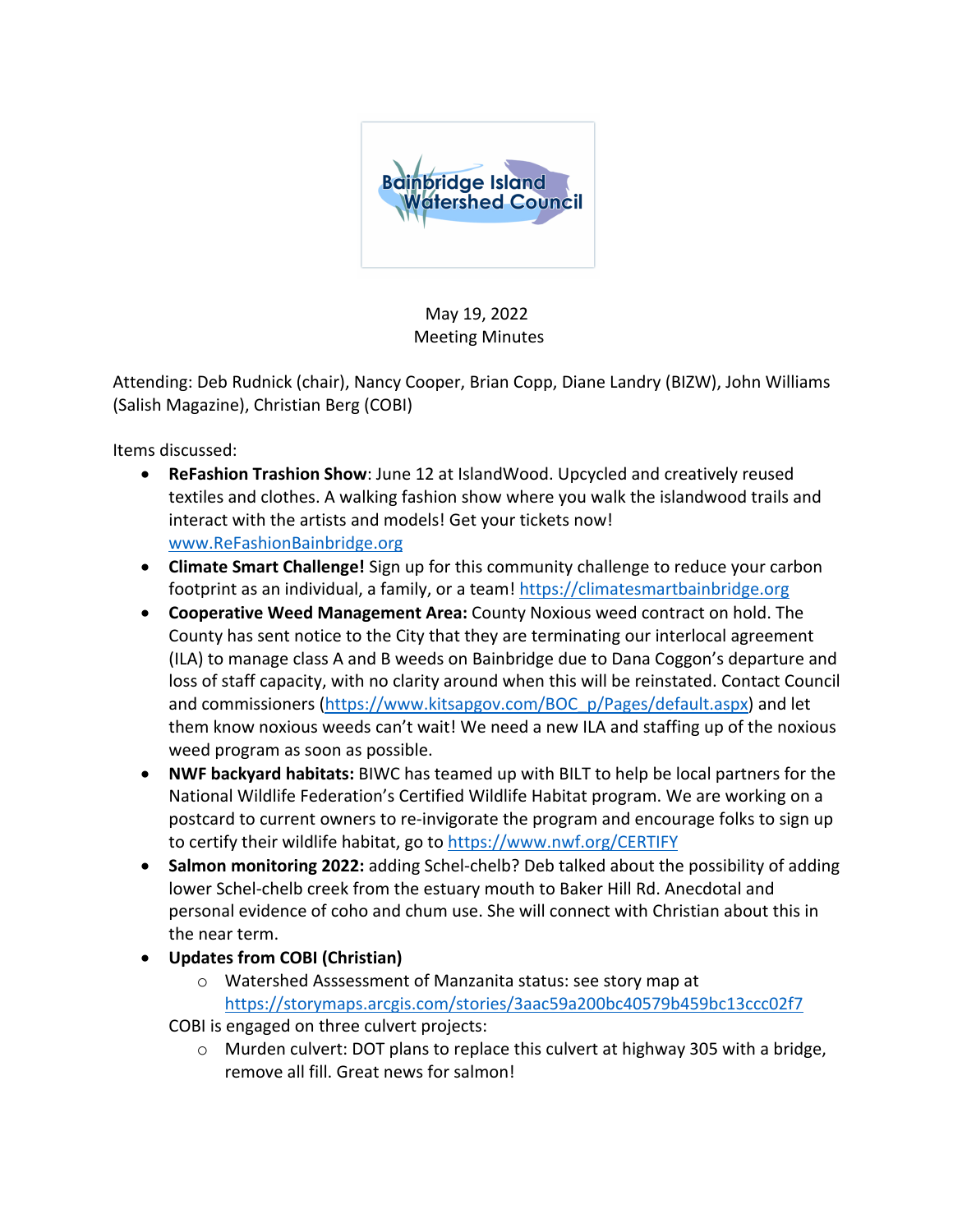Bainbridge Island Watershed Council

May 19, 2022
Meeting Minutes

Attending: Deb Rudnick (chair), Nancy Cooper, Brian Copp, Diane Landry (BIZW), John Williams (Salish Magazine), Christian Berg (COBI)

Items discussed:

- **ReFashion Trashion Show**: June 12 at IslandWood. Upcycled and creatively reused textiles and clothes. A walking fashion show where you walk the islandwood trails and interact with the artists and models! Get your tickets now! www.ReFashionBainbridge.org
- **Climate Smart Challenge!** Sign up for this community challenge to reduce your carbon footprint as an individual, a family, or a team! https://climatesmartbainbridge.org
- **Cooperative Weed Management Area:** County Noxious weed contract on hold. The County has sent notice to the City that they are terminating our interlocal agreement (ILA) to manage class A and B weeds on Bainbridge due to Dana Coggon's departure and loss of staff capacity, with no clarity around when this will be reinstated. Contact Council and commissioners (https://www.kitsapgov.com/BOC_p/Pages/default.aspx) and let them know noxious weeds can't wait! We need a new ILA and staffing up of the noxious weed program as soon as possible.
- **NWF backyard habitats:** BIWC has teamed up with BILT to help be local partners for the National Wildlife Federation's Certified Wildlife Habitat program. We are working on a postcard to current owners to re-invigorate the program and encourage folks to sign up to certify their wildlife habitat, go to https://www.nwf.org/CERTIFY
- **Salmon monitoring 2022:** adding Schel-chelb? Deb talked about the possibility of adding lower Schel-chelb creek from the estuary mouth to Baker Hill Rd. Anecdotal and personal evidence of coho and chum use. She will connect with Christian about this in the near term.
- **Updates from COBI (Christian)**
  - Watershed Asssessment of Manzanita status: see story map at https://storymaps.arcgis.com/stories/3aac59a200bc40579b459bc13ccc02f7

  COBI is engaged on three culvert projects:
  - Murden culvert: DOT plans to replace this culvert at highway 305 with a bridge, remove all fill. Great news for salmon!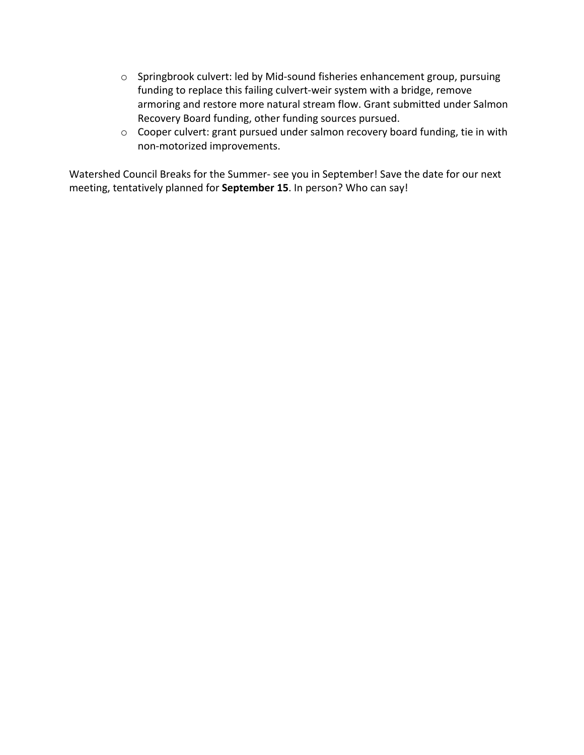- Springbrook culvert: led by Mid-sound fisheries enhancement group, pursuing funding to replace this failing culvert-weir system with a bridge, remove armoring and restore more natural stream flow. Grant submitted under Salmon Recovery Board funding, other funding sources pursued.
- Cooper culvert: grant pursued under salmon recovery board funding, tie in with non-motorized improvements.

Watershed Council Breaks for the Summer- see you in September! Save the date for our next meeting, tentatively planned for **September 15**. In person? Who can say!